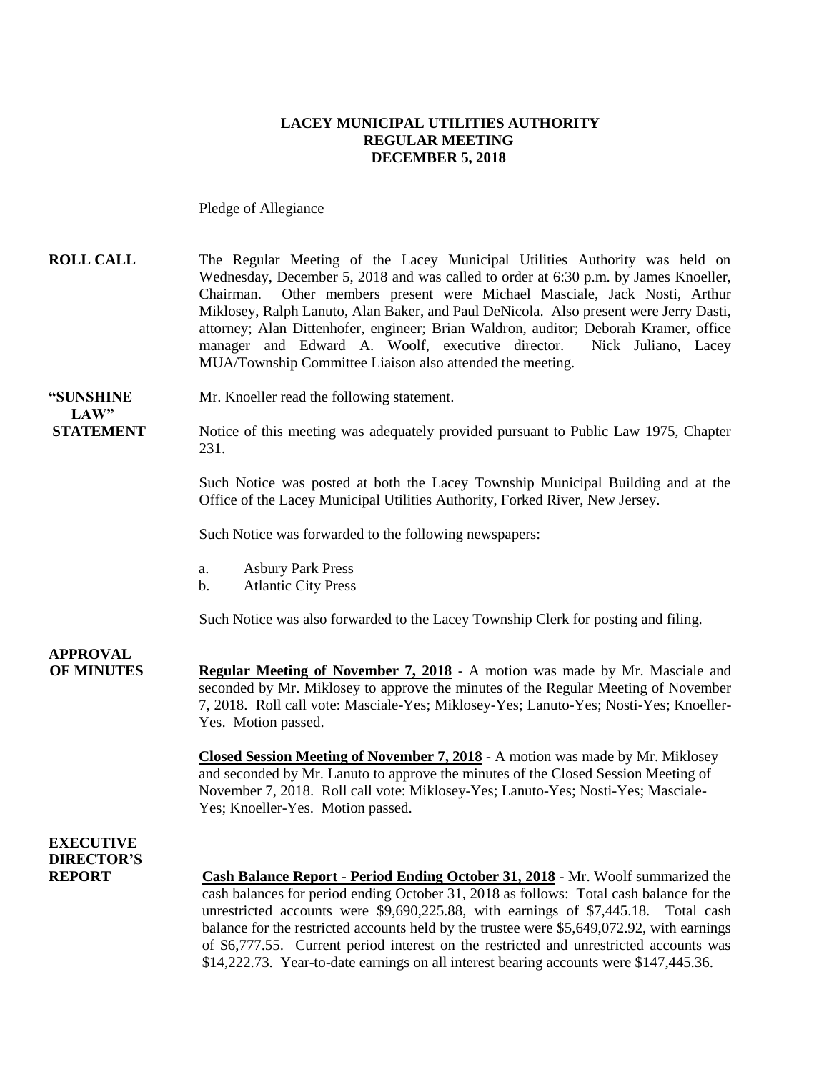**LACEY MUNICIPAL UTILITIES AUTHORITY**
**REGULAR MEETING**
**DECEMBER 5, 2018**

Pledge of Allegiance

**ROLL CALL** The Regular Meeting of the Lacey Municipal Utilities Authority was held on Wednesday, December 5, 2018 and was called to order at 6:30 p.m. by James Knoeller, Chairman. Other members present were Michael Masciale, Jack Nosti, Arthur Miklosey, Ralph Lanuto, Alan Baker, and Paul DeNicola. Also present were Jerry Dasti, attorney; Alan Dittenhofer, engineer; Brian Waldron, auditor; Deborah Kramer, office manager and Edward A. Woolf, executive director. Nick Juliano, Lacey MUA/Township Committee Liaison also attended the meeting.

**"SUNSHINE LAW" STATEMENT** Mr. Knoeller read the following statement.

Notice of this meeting was adequately provided pursuant to Public Law 1975, Chapter 231.

Such Notice was posted at both the Lacey Township Municipal Building and at the Office of the Lacey Municipal Utilities Authority, Forked River, New Jersey.

Such Notice was forwarded to the following newspapers:

a. Asbury Park Press
b. Atlantic City Press

Such Notice was also forwarded to the Lacey Township Clerk for posting and filing.

**APPROVAL OF MINUTES** **Regular Meeting of November 7, 2018** - A motion was made by Mr. Masciale and seconded by Mr. Miklosey to approve the minutes of the Regular Meeting of November 7, 2018. Roll call vote: Masciale-Yes; Miklosey-Yes; Lanuto-Yes; Nosti-Yes; Knoeller-Yes. Motion passed.

**Closed Session Meeting of November 7, 2018** - A motion was made by Mr. Miklosey and seconded by Mr. Lanuto to approve the minutes of the Closed Session Meeting of November 7, 2018. Roll call vote: Miklosey-Yes; Lanuto-Yes; Nosti-Yes; Masciale-Yes; Knoeller-Yes. Motion passed.

**EXECUTIVE DIRECTOR'S REPORT** **Cash Balance Report - Period Ending October 31, 2018** - Mr. Woolf summarized the cash balances for period ending October 31, 2018 as follows: Total cash balance for the unrestricted accounts were $9,690,225.88, with earnings of $7,445.18. Total cash balance for the restricted accounts held by the trustee were $5,649,072.92, with earnings of $6,777.55. Current period interest on the restricted and unrestricted accounts was $14,222.73. Year-to-date earnings on all interest bearing accounts were $147,445.36.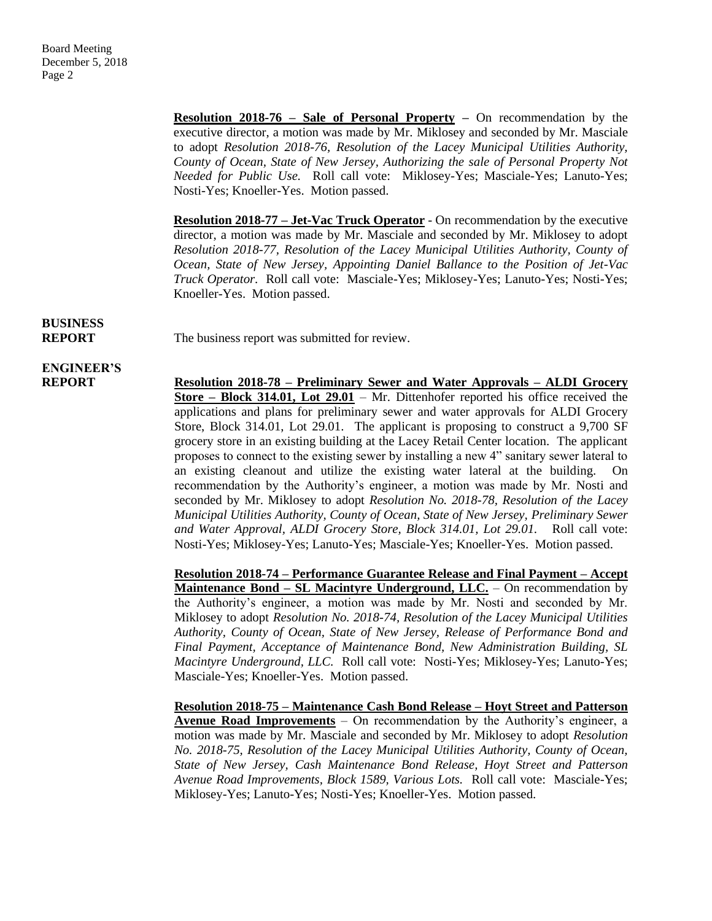**Resolution 2018-76 – Sale of Personal Property –** On recommendation by the executive director, a motion was made by Mr. Miklosey and seconded by Mr. Masciale to adopt *Resolution 2018-76, Resolution of the Lacey Municipal Utilities Authority, County of Ocean, State of New Jersey, Authorizing the sale of Personal Property Not Needed for Public Use.* Roll call vote: Miklosey-Yes; Masciale-Yes; Lanuto-Yes; Nosti-Yes; Knoeller-Yes. Motion passed.

**Resolution 2018-77 – Jet-Vac Truck Operator** - On recommendation by the executive director, a motion was made by Mr. Masciale and seconded by Mr. Miklosey to adopt *Resolution 2018-77, Resolution of the Lacey Municipal Utilities Authority, County of Ocean, State of New Jersey, Appointing Daniel Ballance to the Position of Jet-Vac Truck Operator*. Roll call vote: Masciale-Yes; Miklosey-Yes; Lanuto-Yes; Nosti-Yes; Knoeller-Yes. Motion passed.

**BUSINESS REPORT**

The business report was submitted for review.

**ENGINEER'S REPORT**

**Resolution 2018-78 – Preliminary Sewer and Water Approvals – ALDI Grocery Store – Block 314.01, Lot 29.01** – Mr. Dittenhofer reported his office received the applications and plans for preliminary sewer and water approvals for ALDI Grocery Store, Block 314.01, Lot 29.01. The applicant is proposing to construct a 9,700 SF grocery store in an existing building at the Lacey Retail Center location. The applicant proposes to connect to the existing sewer by installing a new 4" sanitary sewer lateral to an existing cleanout and utilize the existing water lateral at the building. On recommendation by the Authority's engineer, a motion was made by Mr. Nosti and seconded by Mr. Miklosey to adopt *Resolution No. 2018-78, Resolution of the Lacey Municipal Utilities Authority, County of Ocean, State of New Jersey, Preliminary Sewer and Water Approval, ALDI Grocery Store, Block 314.01, Lot 29.01.* Roll call vote: Nosti-Yes; Miklosey-Yes; Lanuto-Yes; Masciale-Yes; Knoeller-Yes. Motion passed.

**Resolution 2018-74 – Performance Guarantee Release and Final Payment – Accept Maintenance Bond – SL Macintyre Underground, LLC.** – On recommendation by the Authority's engineer, a motion was made by Mr. Nosti and seconded by Mr. Miklosey to adopt *Resolution No. 2018-74, Resolution of the Lacey Municipal Utilities Authority, County of Ocean, State of New Jersey, Release of Performance Bond and Final Payment, Acceptance of Maintenance Bond, New Administration Building, SL Macintyre Underground, LLC.* Roll call vote: Nosti-Yes; Miklosey-Yes; Lanuto-Yes; Masciale-Yes; Knoeller-Yes. Motion passed.

**Resolution 2018-75 – Maintenance Cash Bond Release – Hoyt Street and Patterson Avenue Road Improvements** – On recommendation by the Authority's engineer, a motion was made by Mr. Masciale and seconded by Mr. Miklosey to adopt *Resolution No. 2018-75, Resolution of the Lacey Municipal Utilities Authority, County of Ocean, State of New Jersey, Cash Maintenance Bond Release, Hoyt Street and Patterson Avenue Road Improvements, Block 1589, Various Lots.* Roll call vote: Masciale-Yes; Miklosey-Yes; Lanuto-Yes; Nosti-Yes; Knoeller-Yes. Motion passed.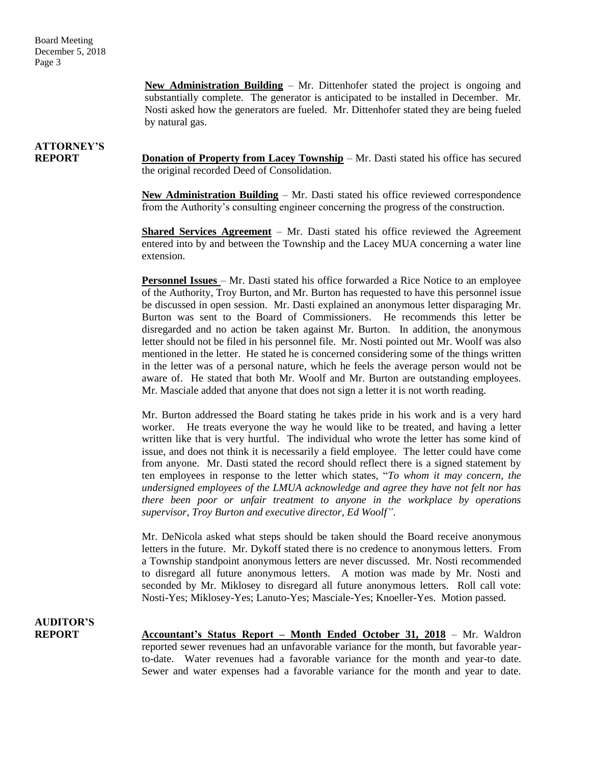**New Administration Building** – Mr. Dittenhofer stated the project is ongoing and substantially complete. The generator is anticipated to be installed in December. Mr. Nosti asked how the generators are fueled. Mr. Dittenhofer stated they are being fueled by natural gas.

**ATTORNEY'S REPORT**

**Donation of Property from Lacey Township** – Mr. Dasti stated his office has secured the original recorded Deed of Consolidation.

**New Administration Building** – Mr. Dasti stated his office reviewed correspondence from the Authority's consulting engineer concerning the progress of the construction.

**Shared Services Agreement** – Mr. Dasti stated his office reviewed the Agreement entered into by and between the Township and the Lacey MUA concerning a water line extension.

**Personnel Issues** – Mr. Dasti stated his office forwarded a Rice Notice to an employee of the Authority, Troy Burton, and Mr. Burton has requested to have this personnel issue be discussed in open session. Mr. Dasti explained an anonymous letter disparaging Mr. Burton was sent to the Board of Commissioners. He recommends this letter be disregarded and no action be taken against Mr. Burton. In addition, the anonymous letter should not be filed in his personnel file. Mr. Nosti pointed out Mr. Woolf was also mentioned in the letter. He stated he is concerned considering some of the things written in the letter was of a personal nature, which he feels the average person would not be aware of. He stated that both Mr. Woolf and Mr. Burton are outstanding employees. Mr. Masciale added that anyone that does not sign a letter it is not worth reading.

Mr. Burton addressed the Board stating he takes pride in his work and is a very hard worker. He treats everyone the way he would like to be treated, and having a letter written like that is very hurtful. The individual who wrote the letter has some kind of issue, and does not think it is necessarily a field employee. The letter could have come from anyone. Mr. Dasti stated the record should reflect there is a signed statement by ten employees in response to the letter which states, "*To whom it may concern, the undersigned employees of the LMUA acknowledge and agree they have not felt nor has there been poor or unfair treatment to anyone in the workplace by operations supervisor, Troy Burton and executive director, Ed Woolf"*.

Mr. DeNicola asked what steps should be taken should the Board receive anonymous letters in the future. Mr. Dykoff stated there is no credence to anonymous letters. From a Township standpoint anonymous letters are never discussed. Mr. Nosti recommended to disregard all future anonymous letters. A motion was made by Mr. Nosti and seconded by Mr. Miklosey to disregard all future anonymous letters. Roll call vote: Nosti-Yes; Miklosey-Yes; Lanuto-Yes; Masciale-Yes; Knoeller-Yes. Motion passed.

**AUDITOR'S REPORT**

**Accountant's Status Report – Month Ended October 31, 2018** – Mr. Waldron reported sewer revenues had an unfavorable variance for the month, but favorable year-to-date. Water revenues had a favorable variance for the month and year-to date. Sewer and water expenses had a favorable variance for the month and year to date.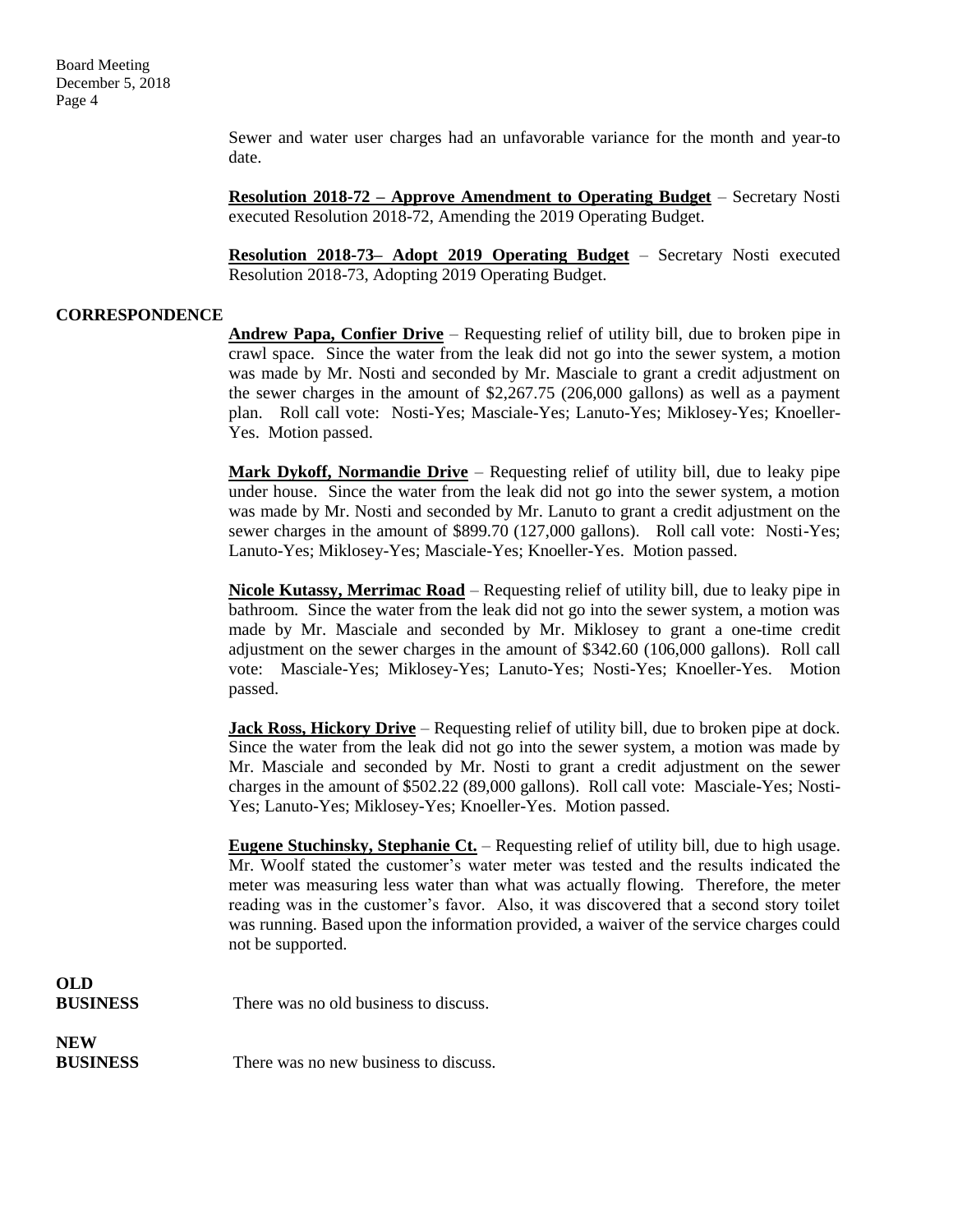Sewer and water user charges had an unfavorable variance for the month and year-to date.

**Resolution 2018-72 – Approve Amendment to Operating Budget** – Secretary Nosti executed Resolution 2018-72, Amending the 2019 Operating Budget.

**Resolution 2018-73– Adopt 2019 Operating Budget** – Secretary Nosti executed Resolution 2018-73, Adopting 2019 Operating Budget.

**CORRESPONDENCE**

**Andrew Papa, Confier Drive** – Requesting relief of utility bill, due to broken pipe in crawl space. Since the water from the leak did not go into the sewer system, a motion was made by Mr. Nosti and seconded by Mr. Masciale to grant a credit adjustment on the sewer charges in the amount of $2,267.75 (206,000 gallons) as well as a payment plan. Roll call vote: Nosti-Yes; Masciale-Yes; Lanuto-Yes; Miklosey-Yes; Knoeller-Yes. Motion passed.

**Mark Dykoff, Normandie Drive** – Requesting relief of utility bill, due to leaky pipe under house. Since the water from the leak did not go into the sewer system, a motion was made by Mr. Nosti and seconded by Mr. Lanuto to grant a credit adjustment on the sewer charges in the amount of $899.70 (127,000 gallons). Roll call vote: Nosti-Yes; Lanuto-Yes; Miklosey-Yes; Masciale-Yes; Knoeller-Yes. Motion passed.

**Nicole Kutassy, Merrimac Road** – Requesting relief of utility bill, due to leaky pipe in bathroom. Since the water from the leak did not go into the sewer system, a motion was made by Mr. Masciale and seconded by Mr. Miklosey to grant a one-time credit adjustment on the sewer charges in the amount of $342.60 (106,000 gallons). Roll call vote: Masciale-Yes; Miklosey-Yes; Lanuto-Yes; Nosti-Yes; Knoeller-Yes. Motion passed.

**Jack Ross, Hickory Drive** – Requesting relief of utility bill, due to broken pipe at dock. Since the water from the leak did not go into the sewer system, a motion was made by Mr. Masciale and seconded by Mr. Nosti to grant a credit adjustment on the sewer charges in the amount of $502.22 (89,000 gallons). Roll call vote: Masciale-Yes; Nosti-Yes; Lanuto-Yes; Miklosey-Yes; Knoeller-Yes. Motion passed.

**Eugene Stuchinsky, Stephanie Ct.** – Requesting relief of utility bill, due to high usage. Mr. Woolf stated the customer's water meter was tested and the results indicated the meter was measuring less water than what was actually flowing. Therefore, the meter reading was in the customer's favor. Also, it was discovered that a second story toilet was running. Based upon the information provided, a waiver of the service charges could not be supported.

**OLD BUSINESS**

There was no old business to discuss.

**NEW BUSINESS**

There was no new business to discuss.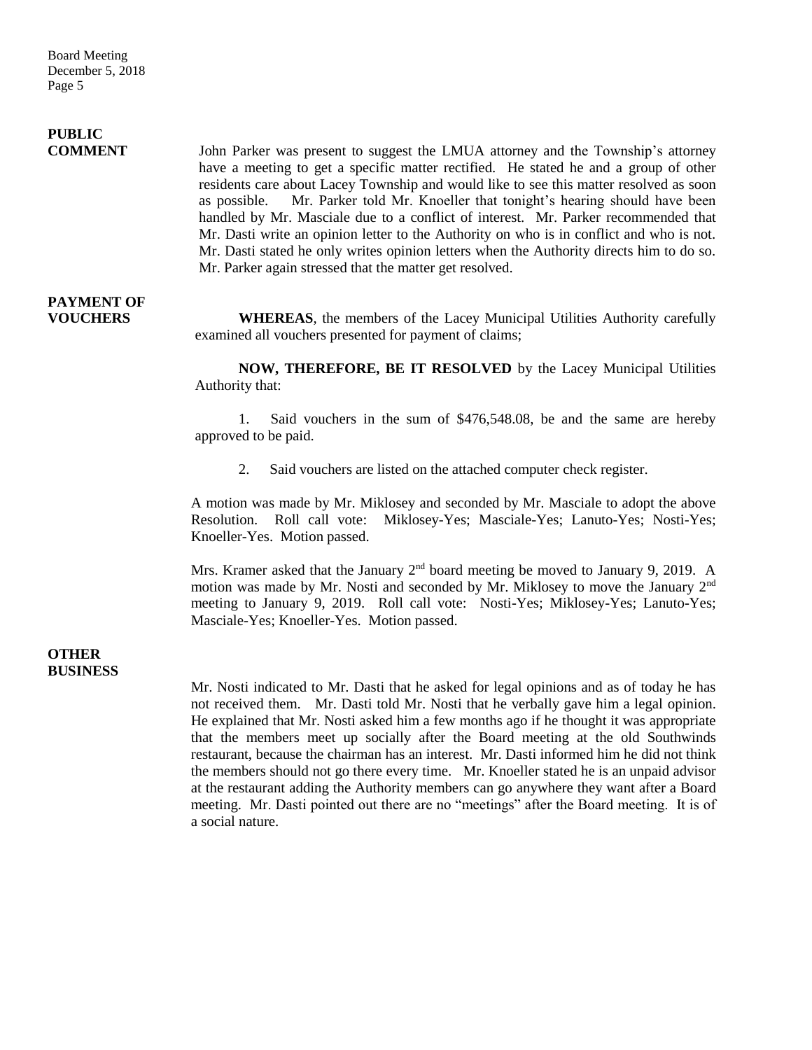**PUBLIC COMMENT**

John Parker was present to suggest the LMUA attorney and the Township's attorney have a meeting to get a specific matter rectified. He stated he and a group of other residents care about Lacey Township and would like to see this matter resolved as soon as possible. Mr. Parker told Mr. Knoeller that tonight's hearing should have been handled by Mr. Masciale due to a conflict of interest. Mr. Parker recommended that Mr. Dasti write an opinion letter to the Authority on who is in conflict and who is not. Mr. Dasti stated he only writes opinion letters when the Authority directs him to do so. Mr. Parker again stressed that the matter get resolved.

**PAYMENT OF VOUCHERS**

**WHEREAS**, the members of the Lacey Municipal Utilities Authority carefully examined all vouchers presented for payment of claims;

**NOW, THEREFORE, BE IT RESOLVED** by the Lacey Municipal Utilities Authority that:

1. Said vouchers in the sum of $476,548.08, be and the same are hereby approved to be paid.

2. Said vouchers are listed on the attached computer check register.

A motion was made by Mr. Miklosey and seconded by Mr. Masciale to adopt the above Resolution. Roll call vote: Miklosey-Yes; Masciale-Yes; Lanuto-Yes; Nosti-Yes; Knoeller-Yes. Motion passed.

Mrs. Kramer asked that the January 2nd board meeting be moved to January 9, 2019. A motion was made by Mr. Nosti and seconded by Mr. Miklosey to move the January 2nd meeting to January 9, 2019. Roll call vote: Nosti-Yes; Miklosey-Yes; Lanuto-Yes; Masciale-Yes; Knoeller-Yes. Motion passed.

**OTHER BUSINESS**

Mr. Nosti indicated to Mr. Dasti that he asked for legal opinions and as of today he has not received them. Mr. Dasti told Mr. Nosti that he verbally gave him a legal opinion. He explained that Mr. Nosti asked him a few months ago if he thought it was appropriate that the members meet up socially after the Board meeting at the old Southwinds restaurant, because the chairman has an interest. Mr. Dasti informed him he did not think the members should not go there every time. Mr. Knoeller stated he is an unpaid advisor at the restaurant adding the Authority members can go anywhere they want after a Board meeting. Mr. Dasti pointed out there are no "meetings" after the Board meeting. It is of a social nature.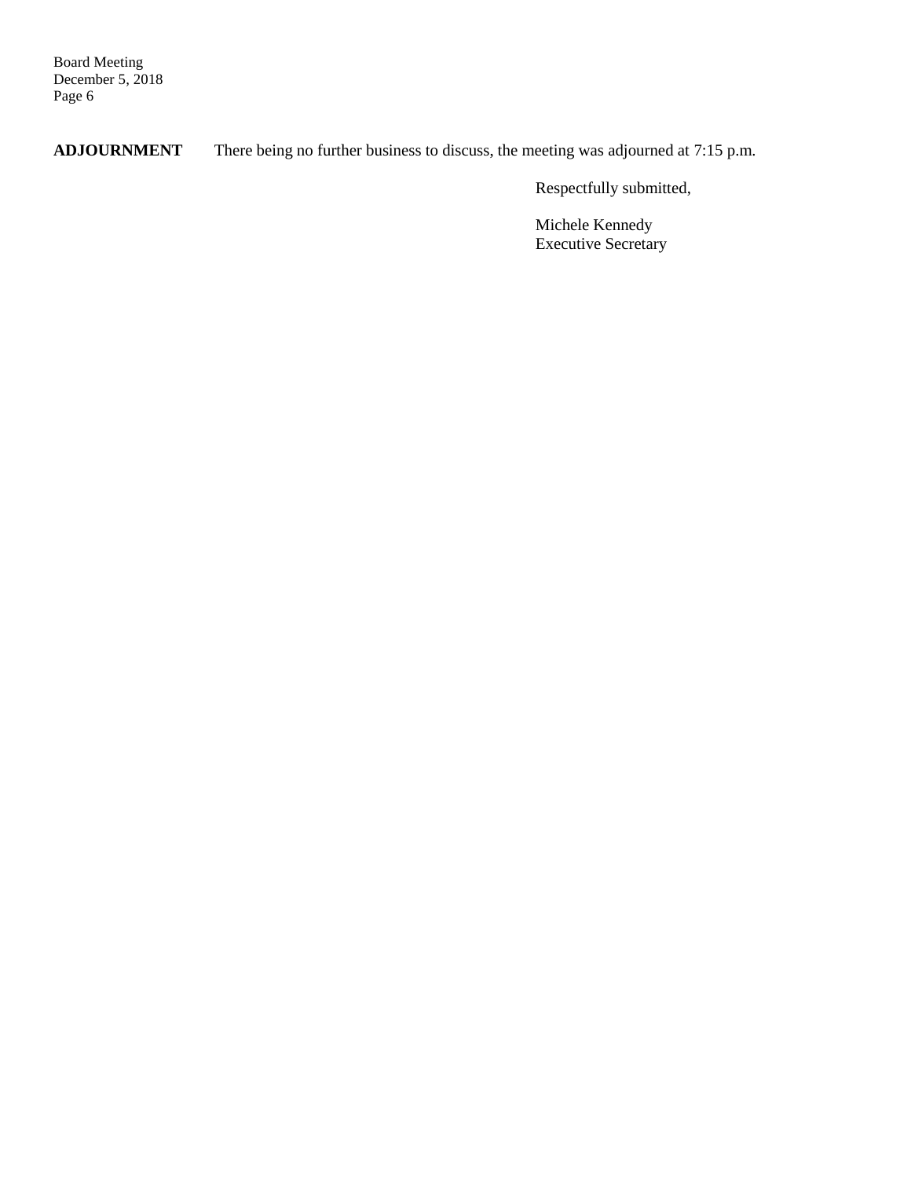**ADJOURNMENT** There being no further business to discuss, the meeting was adjourned at 7:15 p.m.

Respectfully submitted,

Michele Kennedy
Executive Secretary